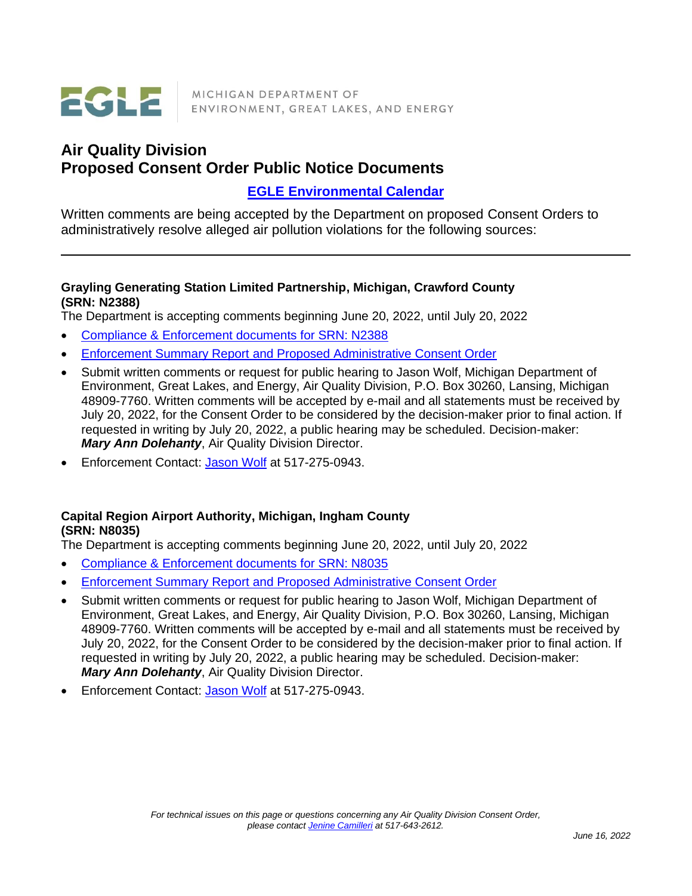EGLE | MICHIGAN DEPARTMENT OF ENVIRONMENT, GREAT LAKES, AND ENERGY

# Air Quality Division
# Proposed Consent Order Public Notice Documents

**[EGLE Environmental Calendar]**

Written comments are being accepted by the Department on proposed Consent Orders to administratively resolve alleged air pollution violations for the following sources:

---

**Grayling Generating Station Limited Partnership, Michigan, Crawford County (SRN: N2388)**

The Department is accepting comments beginning June 20, 2022, until July 20, 2022

- Compliance & Enforcement documents for SRN: N2388
- Enforcement Summary Report and Proposed Administrative Consent Order
- Submit written comments or request for public hearing to Jason Wolf, Michigan Department of Environment, Great Lakes, and Energy, Air Quality Division, P.O. Box 30260, Lansing, Michigan 48909-7760. Written comments will be accepted by e-mail and all statements must be received by July 20, 2022, for the Consent Order to be considered by the decision-maker prior to final action. If requested in writing by July 20, 2022, a public hearing may be scheduled. Decision-maker: ***Mary Ann Dolehanty***, Air Quality Division Director.
- Enforcement Contact: Jason Wolf at 517-275-0943.

**Capital Region Airport Authority, Michigan, Ingham County (SRN: N8035)**

The Department is accepting comments beginning June 20, 2022, until July 20, 2022

- Compliance & Enforcement documents for SRN: N8035
- Enforcement Summary Report and Proposed Administrative Consent Order
- Submit written comments or request for public hearing to Jason Wolf, Michigan Department of Environment, Great Lakes, and Energy, Air Quality Division, P.O. Box 30260, Lansing, Michigan 48909-7760. Written comments will be accepted by e-mail and all statements must be received by July 20, 2022, for the Consent Order to be considered by the decision-maker prior to final action. If requested in writing by July 20, 2022, a public hearing may be scheduled. Decision-maker: ***Mary Ann Dolehanty***, Air Quality Division Director.
- Enforcement Contact: Jason Wolf at 517-275-0943.

*For technical issues on this page or questions concerning any Air Quality Division Consent Order, please contact Jenine Camilleri at 517-643-2612.*

*June 16, 2022*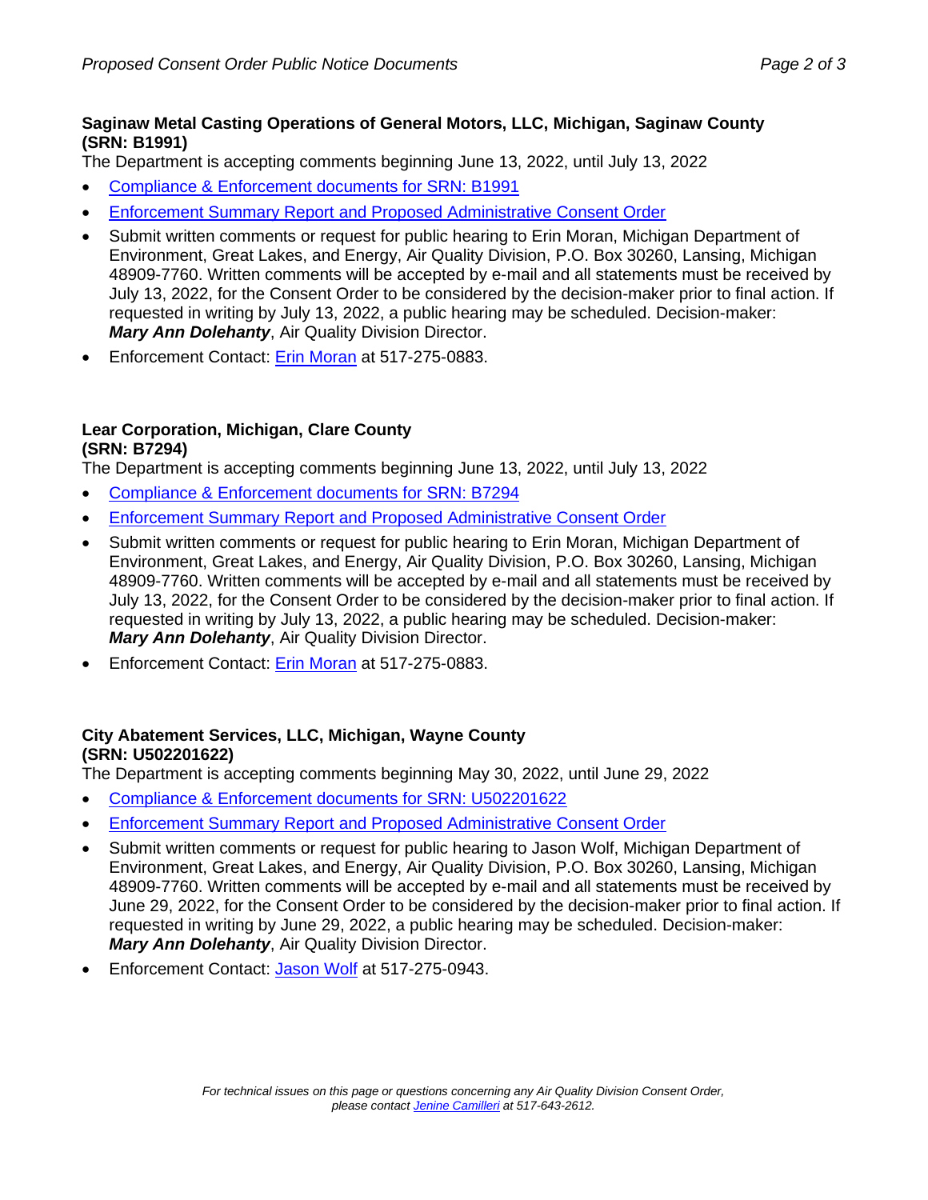### Saginaw Metal Casting Operations of General Motors, LLC, Michigan, Saginaw County (SRN: B1991)

The Department is accepting comments beginning June 13, 2022, until July 13, 2022

- Compliance & Enforcement documents for SRN: B1991
- Enforcement Summary Report and Proposed Administrative Consent Order
- Submit written comments or request for public hearing to Erin Moran, Michigan Department of Environment, Great Lakes, and Energy, Air Quality Division, P.O. Box 30260, Lansing, Michigan 48909-7760. Written comments will be accepted by e-mail and all statements must be received by July 13, 2022, for the Consent Order to be considered by the decision-maker prior to final action. If requested in writing by July 13, 2022, a public hearing may be scheduled. Decision-maker: ***Mary Ann Dolehanty***, Air Quality Division Director.
- Enforcement Contact: Erin Moran at 517-275-0883.

### Lear Corporation, Michigan, Clare County (SRN: B7294)

The Department is accepting comments beginning June 13, 2022, until July 13, 2022

- Compliance & Enforcement documents for SRN: B7294
- Enforcement Summary Report and Proposed Administrative Consent Order
- Submit written comments or request for public hearing to Erin Moran, Michigan Department of Environment, Great Lakes, and Energy, Air Quality Division, P.O. Box 30260, Lansing, Michigan 48909-7760. Written comments will be accepted by e-mail and all statements must be received by July 13, 2022, for the Consent Order to be considered by the decision-maker prior to final action. If requested in writing by July 13, 2022, a public hearing may be scheduled. Decision-maker: ***Mary Ann Dolehanty***, Air Quality Division Director.
- Enforcement Contact: Erin Moran at 517-275-0883.

### City Abatement Services, LLC, Michigan, Wayne County (SRN: U502201622)

The Department is accepting comments beginning May 30, 2022, until June 29, 2022

- Compliance & Enforcement documents for SRN: U502201622
- Enforcement Summary Report and Proposed Administrative Consent Order
- Submit written comments or request for public hearing to Jason Wolf, Michigan Department of Environment, Great Lakes, and Energy, Air Quality Division, P.O. Box 30260, Lansing, Michigan 48909-7760. Written comments will be accepted by e-mail and all statements must be received by June 29, 2022, for the Consent Order to be considered by the decision-maker prior to final action. If requested in writing by June 29, 2022, a public hearing may be scheduled. Decision-maker: ***Mary Ann Dolehanty***, Air Quality Division Director.
- Enforcement Contact: Jason Wolf at 517-275-0943.

*For technical issues on this page or questions concerning any Air Quality Division Consent Order, please contact Jenine Camilleri at 517-643-2612.*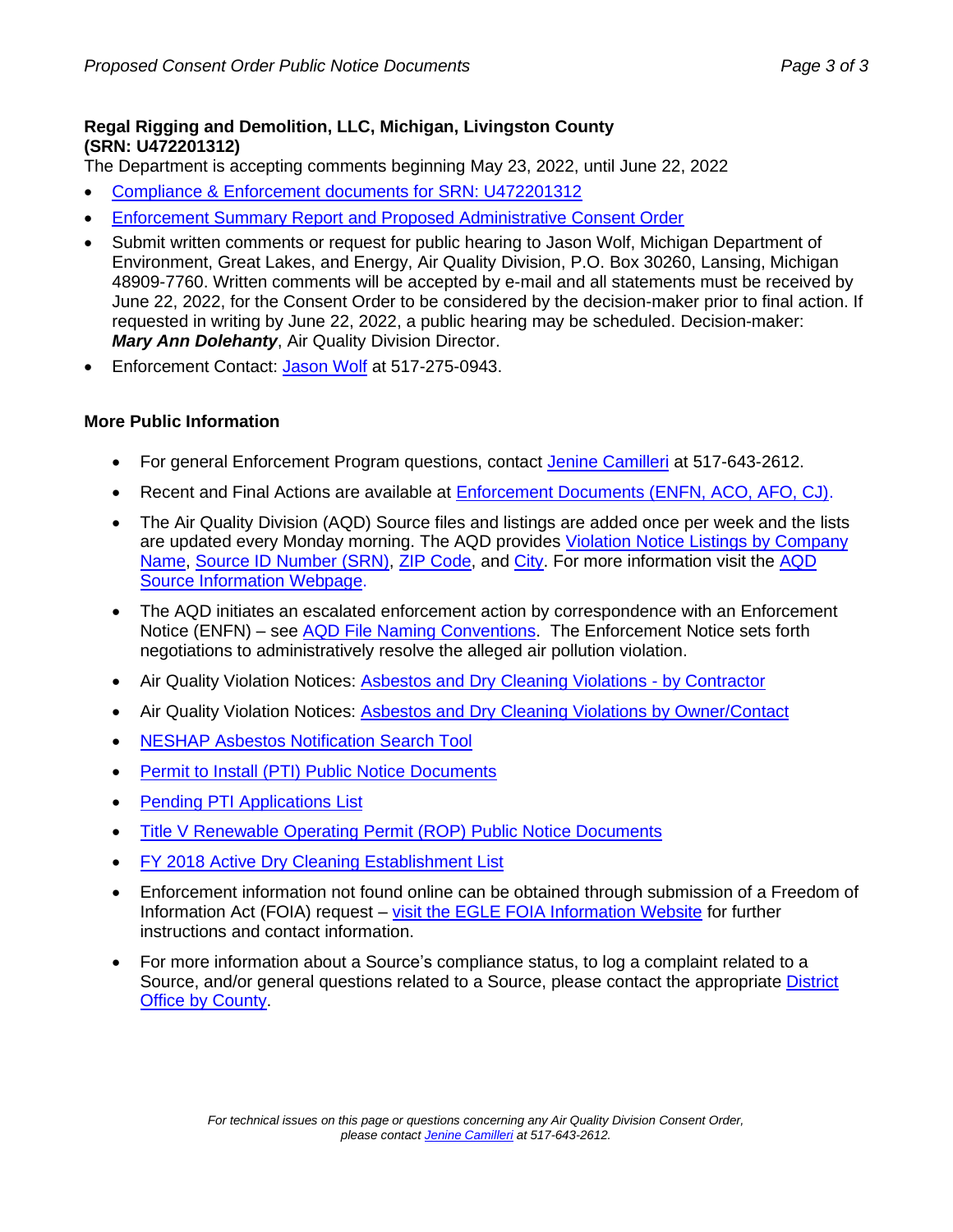**Regal Rigging and Demolition, LLC, Michigan, Livingston County (SRN: U472201312)**

The Department is accepting comments beginning May 23, 2022, until June 22, 2022

- Compliance & Enforcement documents for SRN: U472201312
- Enforcement Summary Report and Proposed Administrative Consent Order
- Submit written comments or request for public hearing to Jason Wolf, Michigan Department of Environment, Great Lakes, and Energy, Air Quality Division, P.O. Box 30260, Lansing, Michigan 48909-7760. Written comments will be accepted by e-mail and all statements must be received by June 22, 2022, for the Consent Order to be considered by the decision-maker prior to final action. If requested in writing by June 22, 2022, a public hearing may be scheduled. Decision-maker: ***Mary Ann Dolehanty***, Air Quality Division Director.
- Enforcement Contact: Jason Wolf at 517-275-0943.

**More Public Information**

- For general Enforcement Program questions, contact Jenine Camilleri at 517-643-2612.
- Recent and Final Actions are available at Enforcement Documents (ENFN, ACO, AFO, CJ).
- The Air Quality Division (AQD) Source files and listings are added once per week and the lists are updated every Monday morning. The AQD provides Violation Notice Listings by Company Name, Source ID Number (SRN), ZIP Code, and City. For more information visit the AQD Source Information Webpage.
- The AQD initiates an escalated enforcement action by correspondence with an Enforcement Notice (ENFN) – see AQD File Naming Conventions. The Enforcement Notice sets forth negotiations to administratively resolve the alleged air pollution violation.
- Air Quality Violation Notices: Asbestos and Dry Cleaning Violations - by Contractor
- Air Quality Violation Notices: Asbestos and Dry Cleaning Violations by Owner/Contact
- NESHAP Asbestos Notification Search Tool
- Permit to Install (PTI) Public Notice Documents
- Pending PTI Applications List
- Title V Renewable Operating Permit (ROP) Public Notice Documents
- FY 2018 Active Dry Cleaning Establishment List
- Enforcement information not found online can be obtained through submission of a Freedom of Information Act (FOIA) request – visit the EGLE FOIA Information Website for further instructions and contact information.
- For more information about a Source's compliance status, to log a complaint related to a Source, and/or general questions related to a Source, please contact the appropriate District Office by County.

*For technical issues on this page or questions concerning any Air Quality Division Consent Order, please contact Jenine Camilleri at 517-643-2612.*